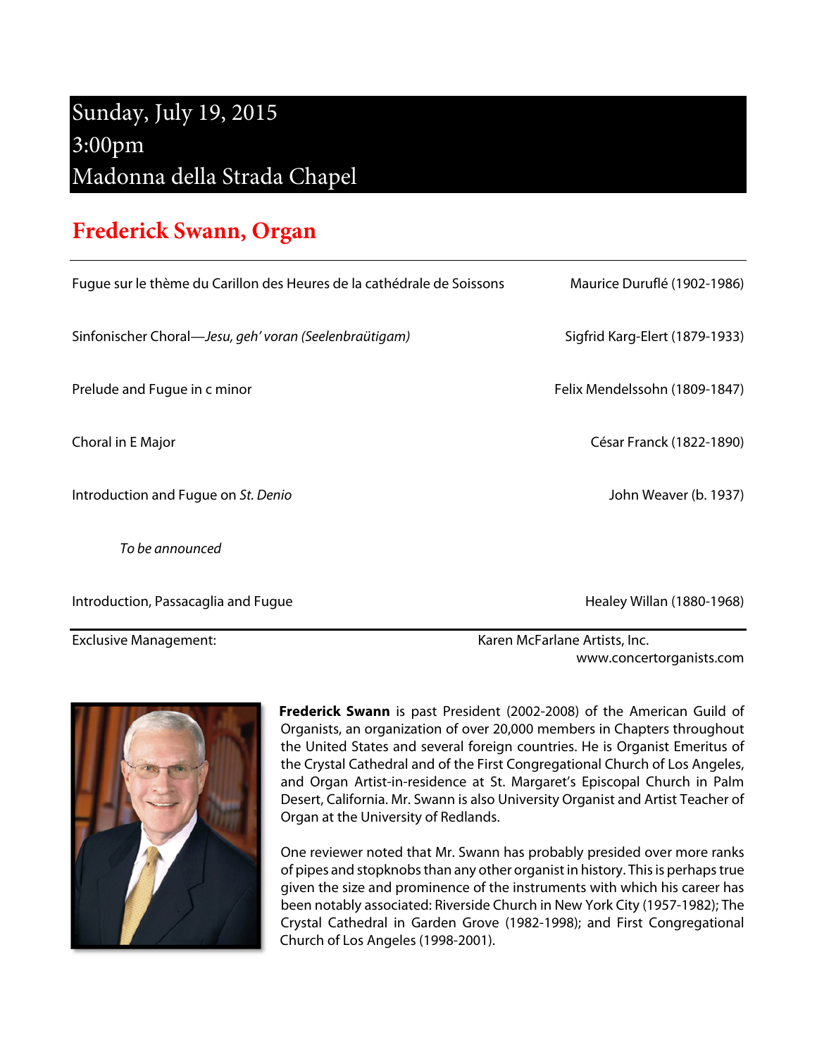# Sunday, July 19, 2015
# 3:00pm
# Madonna della Strada Chapel

## Frederick Swann, Organ

| | |
|---|---|
| Fugue sur le thème du Carillon des Heures de la cathédrale de Soissons | Maurice Duruflé (1902-1986) |
| Sinfonischer Choral—*Jesu, geh' voran (Seelenbraütigam)* | Sigfrid Karg-Elert (1879-1933) |
| Prelude and Fugue in c minor | Felix Mendelssohn (1809-1847) |
| Choral in E Major | César Franck (1822-1890) |
| Introduction and Fugue on *St. Denio* | John Weaver (b. 1937) |
| *To be announced* | |
| Introduction, Passacaglia and Fugue | Healey Willan (1880-1968) |

Exclusive Management: Karen McFarlane Artists, Inc.
www.concertorganists.com

**Frederick Swann** is past President (2002-2008) of the American Guild of Organists, an organization of over 20,000 members in Chapters throughout the United States and several foreign countries. He is Organist Emeritus of the Crystal Cathedral and of the First Congregational Church of Los Angeles, and Organ Artist-in-residence at St. Margaret's Episcopal Church in Palm Desert, California. Mr. Swann is also University Organist and Artist Teacher of Organ at the University of Redlands.

One reviewer noted that Mr. Swann has probably presided over more ranks of pipes and stopknobs than any other organist in history. This is perhaps true given the size and prominence of the instruments with which his career has been notably associated: Riverside Church in New York City (1957-1982); The Crystal Cathedral in Garden Grove (1982-1998); and First Congregational Church of Los Angeles (1998-2001).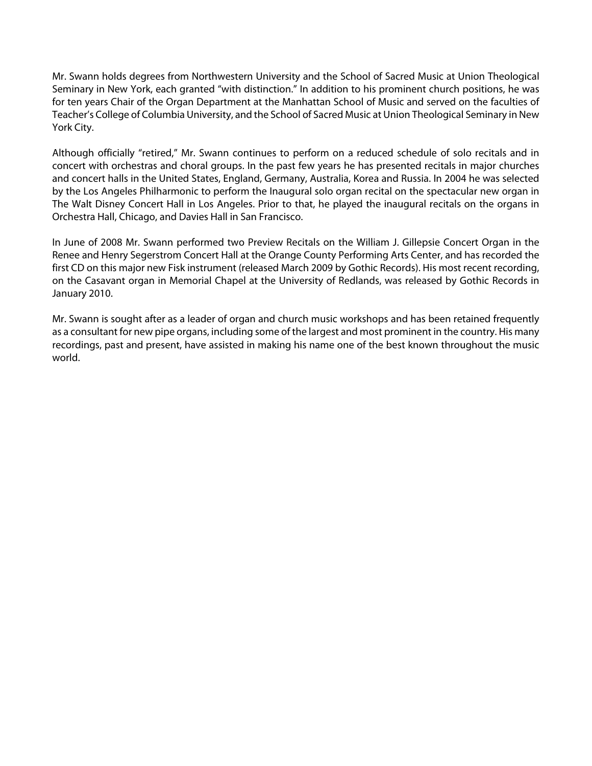Mr. Swann holds degrees from Northwestern University and the School of Sacred Music at Union Theological Seminary in New York, each granted "with distinction." In addition to his prominent church positions, he was for ten years Chair of the Organ Department at the Manhattan School of Music and served on the faculties of Teacher's College of Columbia University, and the School of Sacred Music at Union Theological Seminary in New York City.

Although officially "retired," Mr. Swann continues to perform on a reduced schedule of solo recitals and in concert with orchestras and choral groups. In the past few years he has presented recitals in major churches and concert halls in the United States, England, Germany, Australia, Korea and Russia. In 2004 he was selected by the Los Angeles Philharmonic to perform the Inaugural solo organ recital on the spectacular new organ in The Walt Disney Concert Hall in Los Angeles. Prior to that, he played the inaugural recitals on the organs in Orchestra Hall, Chicago, and Davies Hall in San Francisco.

In June of 2008 Mr. Swann performed two Preview Recitals on the William J. Gillepsie Concert Organ in the Renee and Henry Segerstrom Concert Hall at the Orange County Performing Arts Center, and has recorded the first CD on this major new Fisk instrument (released March 2009 by Gothic Records). His most recent recording, on the Casavant organ in Memorial Chapel at the University of Redlands, was released by Gothic Records in January 2010.

Mr. Swann is sought after as a leader of organ and church music workshops and has been retained frequently as a consultant for new pipe organs, including some of the largest and most prominent in the country. His many recordings, past and present, have assisted in making his name one of the best known throughout the music world.